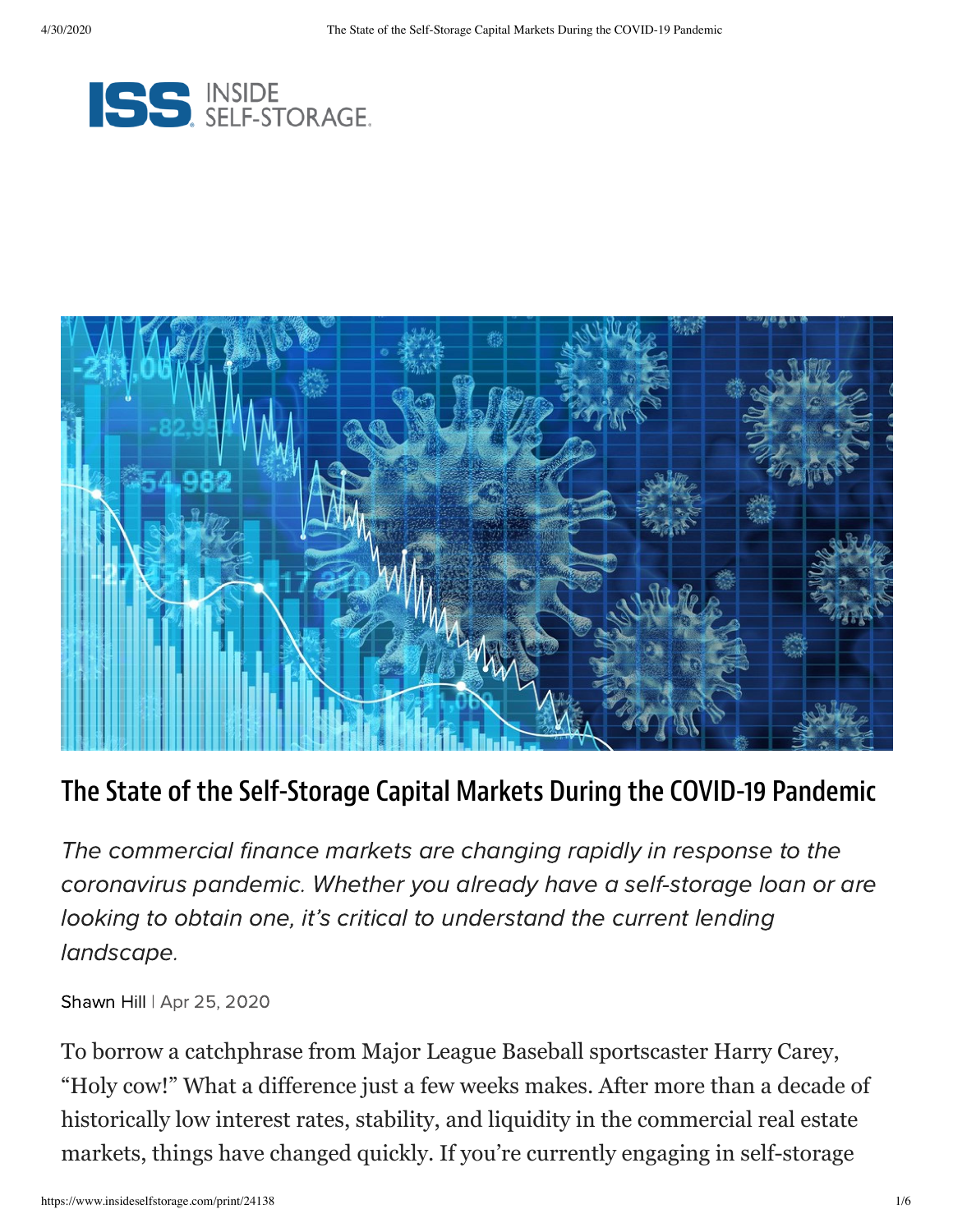# The State of the Self-Storage Capital Markets During the COVID-19 Pandemic

*The commercial finance markets are changing rapidly in response to the coronavirus pandemic. Whether you already have a self-storage loan or are looking to obtain one, it's critical to understand the current lending landscape.*

Shawn Hill | Apr 25, 2020

To borrow a catchphrase from Major League Baseball sportscaster Harry Carey, "Holy cow!" What a difference just a few weeks makes. After more than a decade of historically low interest rates, stability, and liquidity in the commercial real estate markets, things have changed quickly. If you're currently engaging in self-storage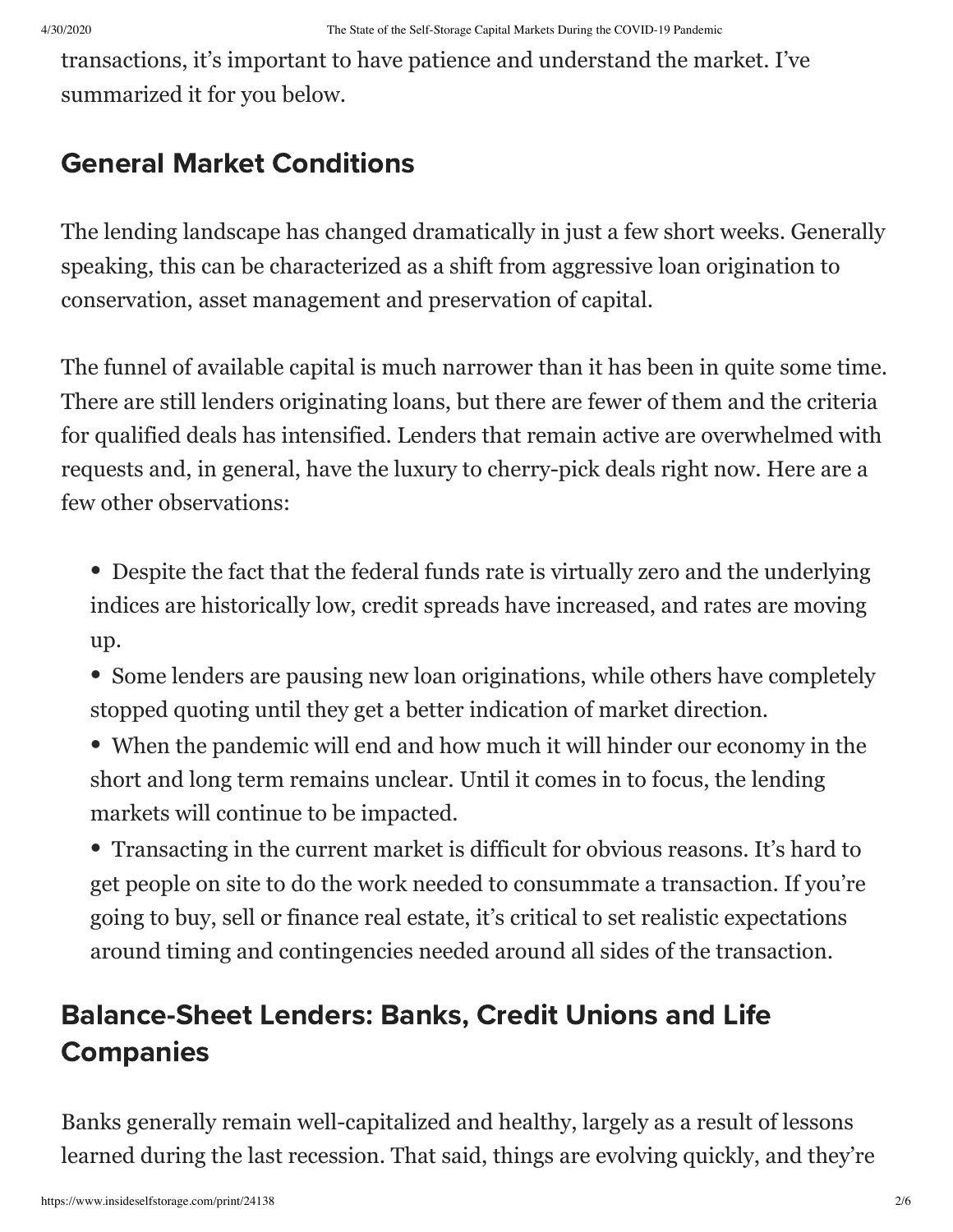transactions, it's important to have patience and understand the market. I've summarized it for you below.

## General Market Conditions

The lending landscape has changed dramatically in just a few short weeks. Generally speaking, this can be characterized as a shift from aggressive loan origination to conservation, asset management and preservation of capital.

The funnel of available capital is much narrower than it has been in quite some time. There are still lenders originating loans, but there are fewer of them and the criteria for qualified deals has intensified. Lenders that remain active are overwhelmed with requests and, in general, have the luxury to cherry-pick deals right now. Here are a few other observations:

- Despite the fact that the federal funds rate is virtually zero and the underlying indices are historically low, credit spreads have increased, and rates are moving up.
- Some lenders are pausing new loan originations, while others have completely stopped quoting until they get a better indication of market direction.
- When the pandemic will end and how much it will hinder our economy in the short and long term remains unclear. Until it comes in to focus, the lending markets will continue to be impacted.
- Transacting in the current market is difficult for obvious reasons. It's hard to get people on site to do the work needed to consummate a transaction. If you're going to buy, sell or finance real estate, it's critical to set realistic expectations around timing and contingencies needed around all sides of the transaction.

## Balance-Sheet Lenders: Banks, Credit Unions and Life Companies

Banks generally remain well-capitalized and healthy, largely as a result of lessons learned during the last recession. That said, things are evolving quickly, and they're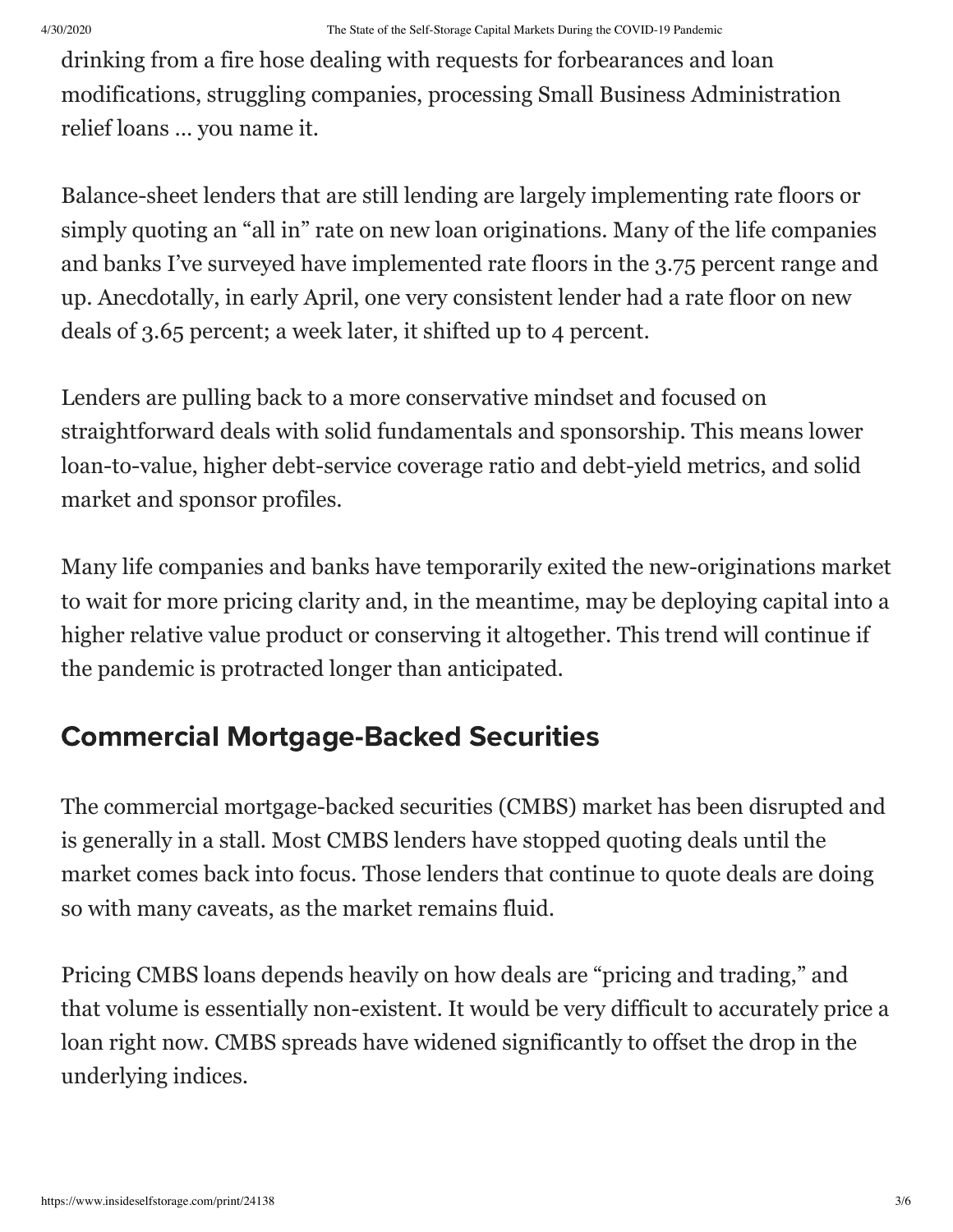drinking from a fire hose dealing with requests for forbearances and loan modifications, struggling companies, processing Small Business Administration relief loans … you name it.

Balance-sheet lenders that are still lending are largely implementing rate floors or simply quoting an "all in" rate on new loan originations. Many of the life companies and banks I've surveyed have implemented rate floors in the 3.75 percent range and up. Anecdotally, in early April, one very consistent lender had a rate floor on new deals of 3.65 percent; a week later, it shifted up to 4 percent.

Lenders are pulling back to a more conservative mindset and focused on straightforward deals with solid fundamentals and sponsorship. This means lower loan-to-value, higher debt-service coverage ratio and debt-yield metrics, and solid market and sponsor profiles.

Many life companies and banks have temporarily exited the new-originations market to wait for more pricing clarity and, in the meantime, may be deploying capital into a higher relative value product or conserving it altogether. This trend will continue if the pandemic is protracted longer than anticipated.

## Commercial Mortgage-Backed Securities

The commercial mortgage-backed securities (CMBS) market has been disrupted and is generally in a stall. Most CMBS lenders have stopped quoting deals until the market comes back into focus. Those lenders that continue to quote deals are doing so with many caveats, as the market remains fluid.

Pricing CMBS loans depends heavily on how deals are "pricing and trading," and that volume is essentially non-existent. It would be very difficult to accurately price a loan right now. CMBS spreads have widened significantly to offset the drop in the underlying indices.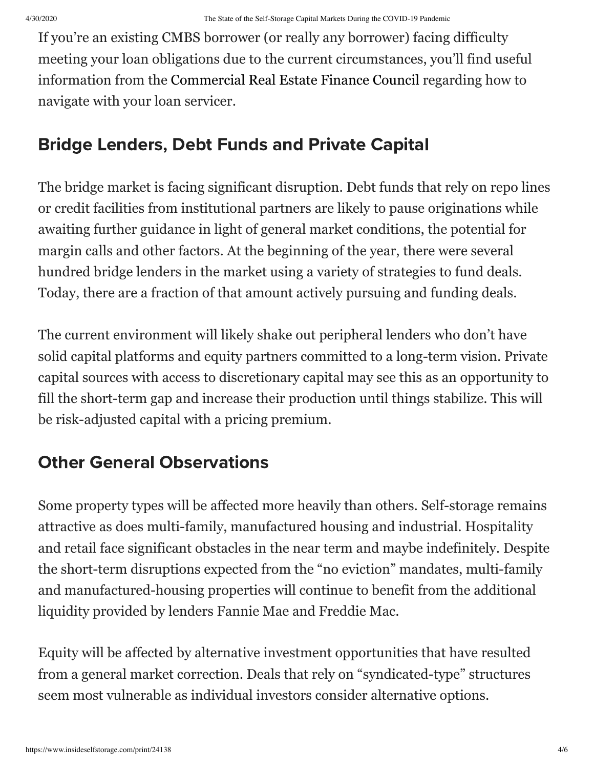If you're an existing CMBS borrower (or really any borrower) facing difficulty meeting your loan obligations due to the current circumstances, you'll find useful information from the Commercial Real Estate Finance Council regarding how to navigate with your loan servicer.

## Bridge Lenders, Debt Funds and Private Capital

The bridge market is facing significant disruption. Debt funds that rely on repo lines or credit facilities from institutional partners are likely to pause originations while awaiting further guidance in light of general market conditions, the potential for margin calls and other factors. At the beginning of the year, there were several hundred bridge lenders in the market using a variety of strategies to fund deals. Today, there are a fraction of that amount actively pursuing and funding deals.

The current environment will likely shake out peripheral lenders who don't have solid capital platforms and equity partners committed to a long-term vision. Private capital sources with access to discretionary capital may see this as an opportunity to fill the short-term gap and increase their production until things stabilize. This will be risk-adjusted capital with a pricing premium.

## Other General Observations

Some property types will be affected more heavily than others. Self-storage remains attractive as does multi-family, manufactured housing and industrial. Hospitality and retail face significant obstacles in the near term and maybe indefinitely. Despite the short-term disruptions expected from the "no eviction" mandates, multi-family and manufactured-housing properties will continue to benefit from the additional liquidity provided by lenders Fannie Mae and Freddie Mac.

Equity will be affected by alternative investment opportunities that have resulted from a general market correction. Deals that rely on "syndicated-type" structures seem most vulnerable as individual investors consider alternative options.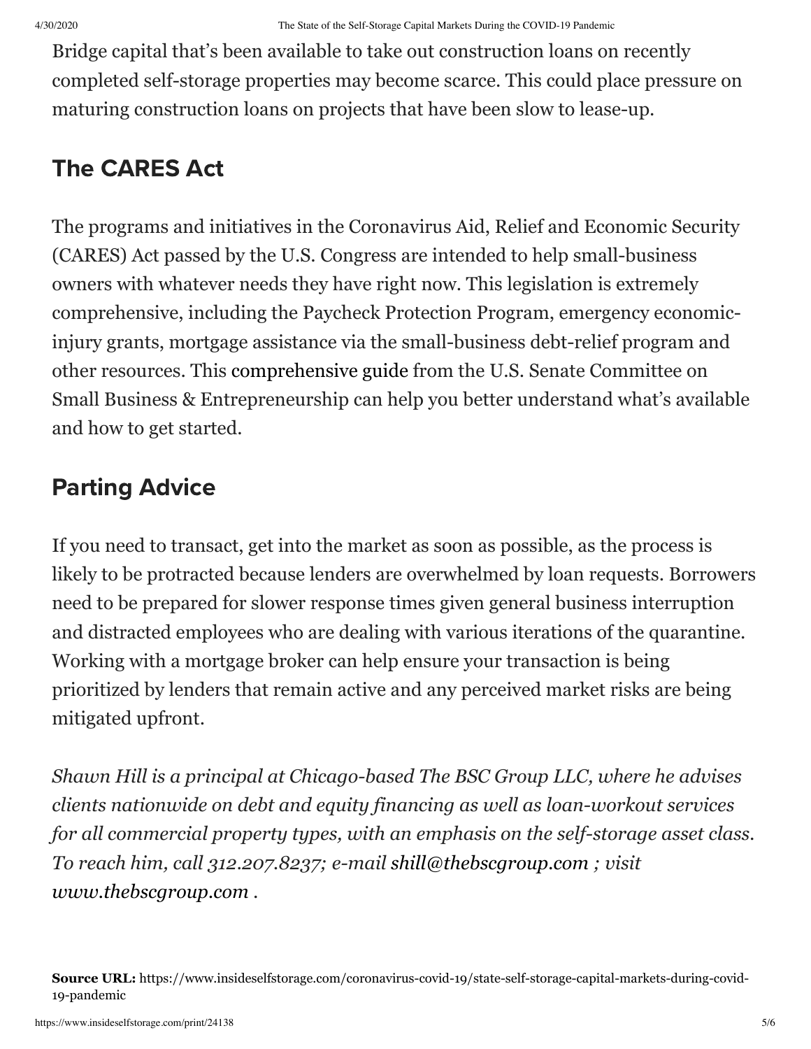Bridge capital that's been available to take out construction loans on recently completed self-storage properties may become scarce. This could place pressure on maturing construction loans on projects that have been slow to lease-up.

## The CARES Act

The programs and initiatives in the Coronavirus Aid, Relief and Economic Security (CARES) Act passed by the U.S. Congress are intended to help small-business owners with whatever needs they have right now. This legislation is extremely comprehensive, including the Paycheck Protection Program, emergency economic-injury grants, mortgage assistance via the small-business debt-relief program and other resources. This comprehensive guide from the U.S. Senate Committee on Small Business & Entrepreneurship can help you better understand what's available and how to get started.

## Parting Advice

If you need to transact, get into the market as soon as possible, as the process is likely to be protracted because lenders are overwhelmed by loan requests. Borrowers need to be prepared for slower response times given general business interruption and distracted employees who are dealing with various iterations of the quarantine. Working with a mortgage broker can help ensure your transaction is being prioritized by lenders that remain active and any perceived market risks are being mitigated upfront.

*Shawn Hill is a principal at Chicago-based The BSC Group LLC, where he advises clients nationwide on debt and equity financing as well as loan-workout services for all commercial property types, with an emphasis on the self-storage asset class. To reach him, call 312.207.8237; e-mail shill@thebscgroup.com ; visit www.thebscgroup.com .*

**Source URL:** https://www.insideselfstorage.com/coronavirus-covid-19/state-self-storage-capital-markets-during-covid-19-pandemic